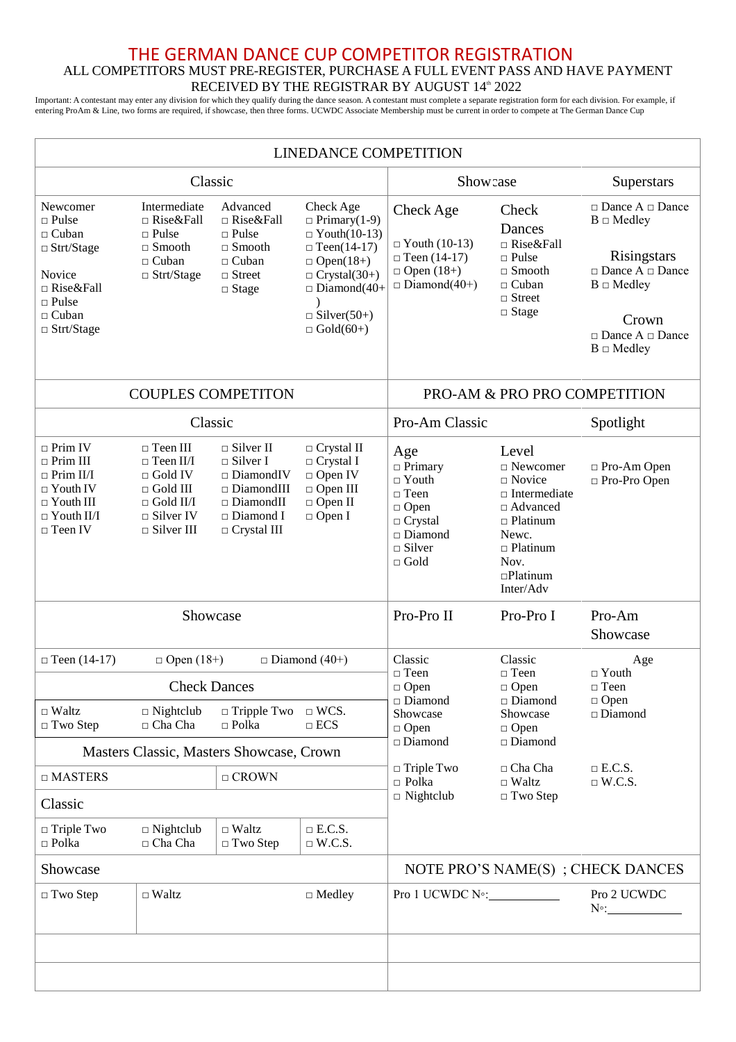# THE GERMAN DANCE CUP COMPETITOR REGISTRATION

ALL COMPETITORS MUST PRE-REGISTER, PURCHASE A FULL EVENT PASS AND HAVE PAYMENT RECEIVED BY THE REGISTRAR BY AUGUST 14th 2022

Important: A contestant may enter any division for which they qualify during the dance season. A contestant must complete a separate registration form for each division. For example, if entering ProAm & Line, two forms are required, if showcase, then three forms. UCWDC Associate Membership must be current in order to compete at The German Dance Cup

## LINEDANCE COMPETITION

| Classic | | | | Showcase | | Superstars |
|---|---|---|---|---|---|---|
| Newcomer<br>□ Pulse<br>□ Cuban<br>□ Strt/Stage<br><br>Novice<br>□ Rise&Fall<br>□ Pulse<br>□ Cuban<br>□ Strt/Stage | Intermediate<br>□ Rise&Fall<br>□ Pulse<br>□ Smooth<br>□ Cuban<br>□ Strt/Stage | Advanced<br>□ Rise&Fall<br>□ Pulse<br>□ Smooth<br>□ Cuban<br>□ Street<br>□ Stage | Check Age<br>□ Primary(1-9)<br>□ Youth(10-13)<br>□ Teen(14-17)<br>□ Open(18+)<br>□ Crystal(30+)<br>□ Diamond(40+)<br>□ Silver(50+)<br>□ Gold(60+) | Check Age<br><br>□ Youth (10-13)<br>□ Teen (14-17)<br>□ Open (18+)<br>□ Diamond(40+) | Check Dances<br>□ Rise&Fall<br>□ Pulse<br>□ Smooth<br>□ Cuban<br>□ Street<br>□ Stage | □ Dance A □ Dance B □ Medley<br><br>Risingstars<br>□ Dance A □ Dance B □ Medley<br><br>Crown<br>□ Dance A □ Dance B □ Medley |

## COUPLES COMPETITON / PRO-AM & PRO PRO COMPETITION

| Classic | | | | Pro-Am Classic | | Spotlight |
|---|---|---|---|---|---|---|
| □ Prim IV<br>□ Prim III<br>□ Prim II/I<br>□ Youth IV<br>□ Youth III<br>□ Youth II/I<br>□ Teen IV | □ Teen III<br>□ Teen II/I<br>□ Gold IV<br>□ Gold III<br>□ Gold II/I<br>□ Silver IV<br>□ Silver III | □ Silver II<br>□ Silver I<br>□ DiamondIV<br>□ DiamondIII<br>□ DiamondII<br>□ Diamond I<br>□ Crystal III | □ Crystal II<br>□ Crystal I<br>□ Open IV<br>□ Open III<br>□ Open II<br>□ Open I | Age<br>□ Primary<br>□ Youth<br>□ Teen<br>□ Open<br>□ Crystal<br>□ Diamond<br>□ Silver<br>□ Gold | Level<br>□ Newcomer<br>□ Novice<br>□ Intermediate<br>□ Advanced<br>□ Platinum Newc.<br>□ Platinum Nov.<br>□Platinum Inter/Adv | □ Pro-Am Open<br>□ Pro-Pro Open |

| Showcase | | | | Pro-Pro II | Pro-Pro I | Pro-Am Showcase |
|---|---|---|---|---|---|---|
| □ Teen (14-17) | □ Open (18+) | □ Diamond (40+) | | Classic<br>□ Teen<br>□ Open<br>□ Diamond<br>Showcase<br>□ Open<br>□ Diamond<br><br>□ Tripple Two<br>□ Polka<br>□ Nightclub | Classic<br>□ Teen<br>□ Open<br>□ Diamond<br>Showcase<br>□ Open<br>□ Diamond<br><br>□ Cha Cha<br>□ Waltz<br>□ Two Step | Age<br>□ Youth<br>□ Teen<br>□ Open<br>□ Diamond<br><br>□ E.C.S.<br>□ W.C.S. |
| Check Dances | | | | | | |
| □ Waltz<br>□ Two Step | □ Nightclub<br>□ Cha Cha | □ Tripple Two<br>□ Polka | □ WCS.<br>□ ECS | | | |
| Masters Classic, Masters Showcase, Crown | | | | | | |
| □ MASTERS | | □ CROWN | | | | |
| Classic | | | | | | |
| □ Triple Two<br>□ Polka | □ Nightclub<br>□ Cha Cha | □ Waltz<br>□ Two Step | □ E.C.S.<br>□ W.C.S. | | | |
| Showcase | | | | NOTE PRO'S NAME(S) ; CHECK DANCES | | |
| □ Two Step | □ Waltz | | □ Medley | Pro 1 UCWDC N◦:__________ | | Pro 2 UCWDC N◦:__________ |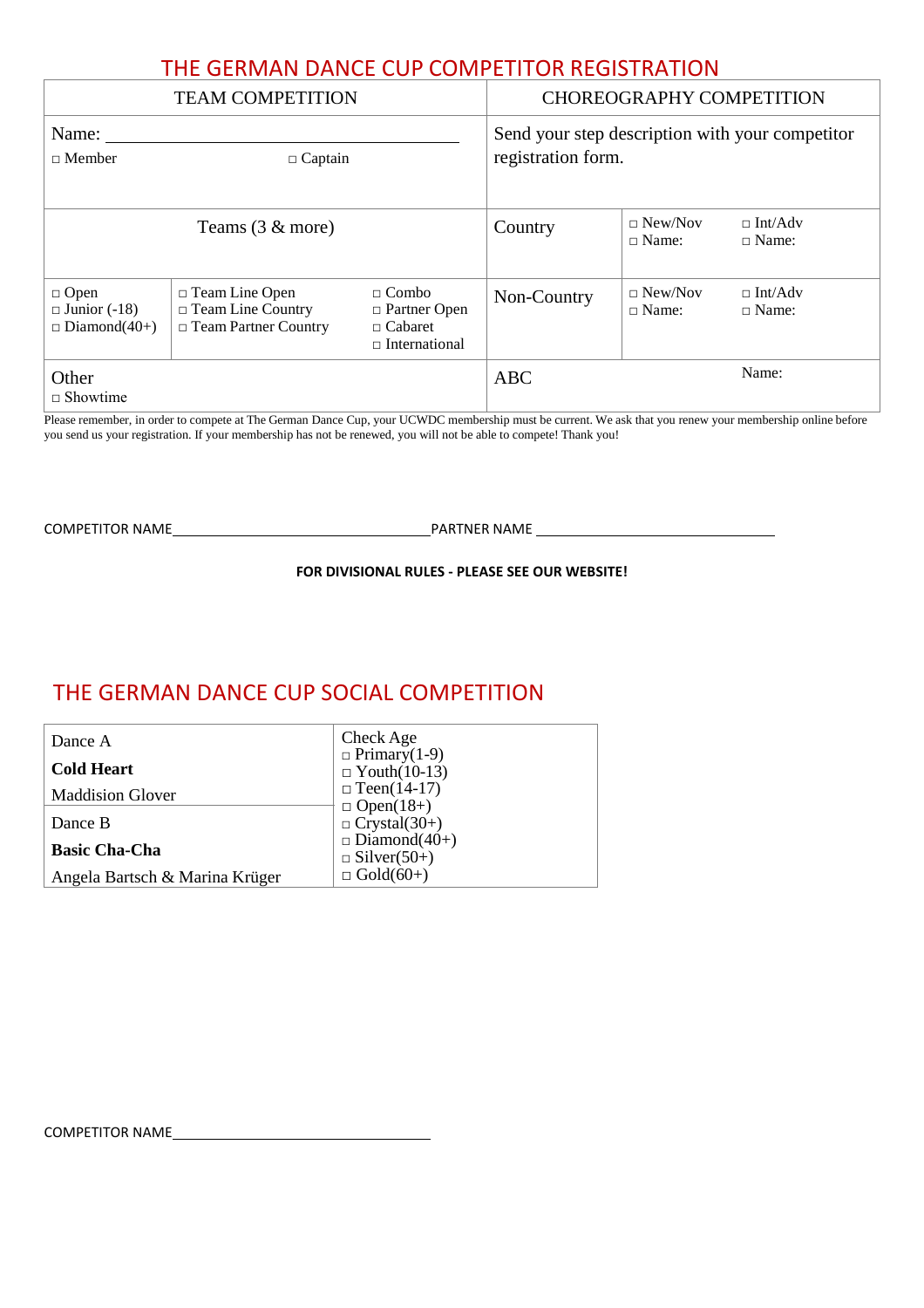## THE GERMAN DANCE CUP COMPETITOR REGISTRATION

| TEAM COMPETITION | | | CHOREOGRAPHY COMPETITION | | |
|---|---|---|---|---|---|
| Name: ____________________<br>□ Member □ Captain | | | Send your step description with your competitor registration form. | | |
| Teams (3 & more) | | | Country | □ New/Nov<br>□ Name: | □ Int/Adv<br>□ Name: |
| □ Open<br>□ Junior (-18)<br>□ Diamond(40+) | □ Team Line Open<br>□ Team Line Country<br>□ Team Partner Country | □ Combo<br>□ Partner Open<br>□ Cabaret<br>□ International | Non-Country | □ New/Nov<br>□ Name: | □ Int/Adv<br>□ Name: |
| Other<br>□ Showtime | | | ABC | | Name: |

Please remember, in order to compete at The German Dance Cup, your UCWDC membership must be current. We ask that you renew your membership online before you send us your registration. If your membership has not be renewed, you will not be able to compete! Thank you!

COMPETITOR NAME ____________________ PARTNER NAME ____________________

**FOR DIVISIONAL RULES - PLEASE SEE OUR WEBSITE!**

## THE GERMAN DANCE CUP SOCIAL COMPETITION

| | |
|---|---|
| Dance A<br>**Cold Heart**<br>Maddision Glover | Check Age<br>□ Primary(1-9)<br>□ Youth(10-13)<br>□ Teen(14-17)<br>□ Open(18+)<br>□ Crystal(30+)<br>□ Diamond(40+)<br>□ Silver(50+)<br>□ Gold(60+) |
| Dance B<br>**Basic Cha-Cha**<br>Angela Bartsch & Marina Krüger | |

COMPETITOR NAME ____________________